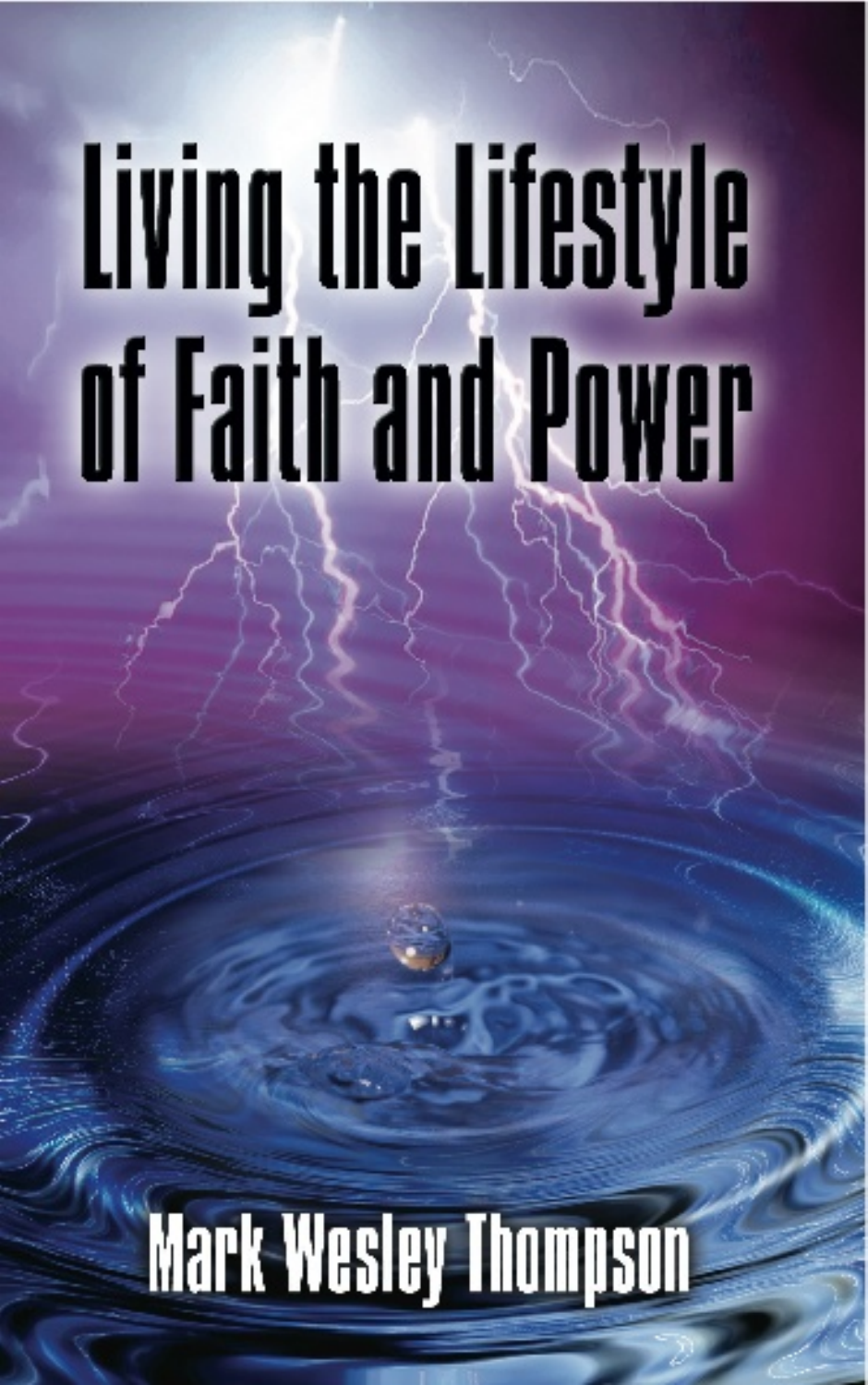# Living the Lifestyle of Faith and Power

Mark Wesley Thompson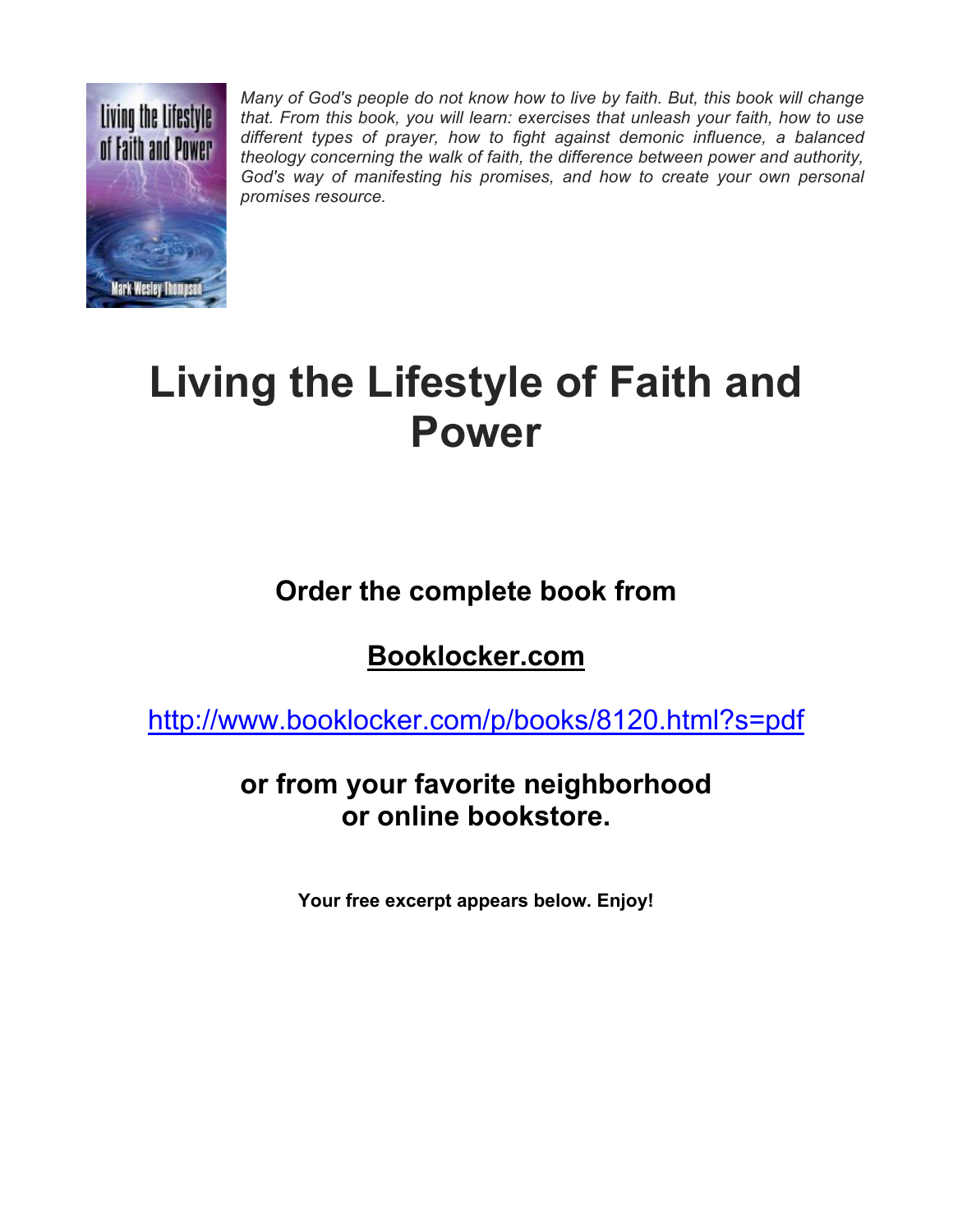*Many of God's people do not know how to live by faith. But, this book will change that. From this book, you will learn: exercises that unleash your faith, how to use different types of prayer, how to fight against demonic influence, a balanced theology concerning the walk of faith, the difference between power and authority, God's way of manifesting his promises, and how to create your own personal promises resource.*

# Living the Lifestyle of Faith and Power

## Order the complete book from

## Booklocker.com

http://www.booklocker.com/p/books/8120.html?s=pdf

## or from your favorite neighborhood or online bookstore.

**Your free excerpt appears below. Enjoy!**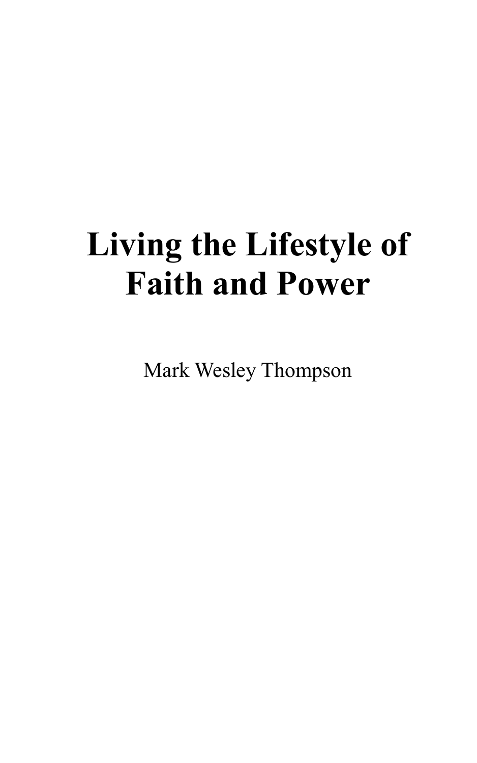# Living the Lifestyle of Faith and Power

Mark Wesley Thompson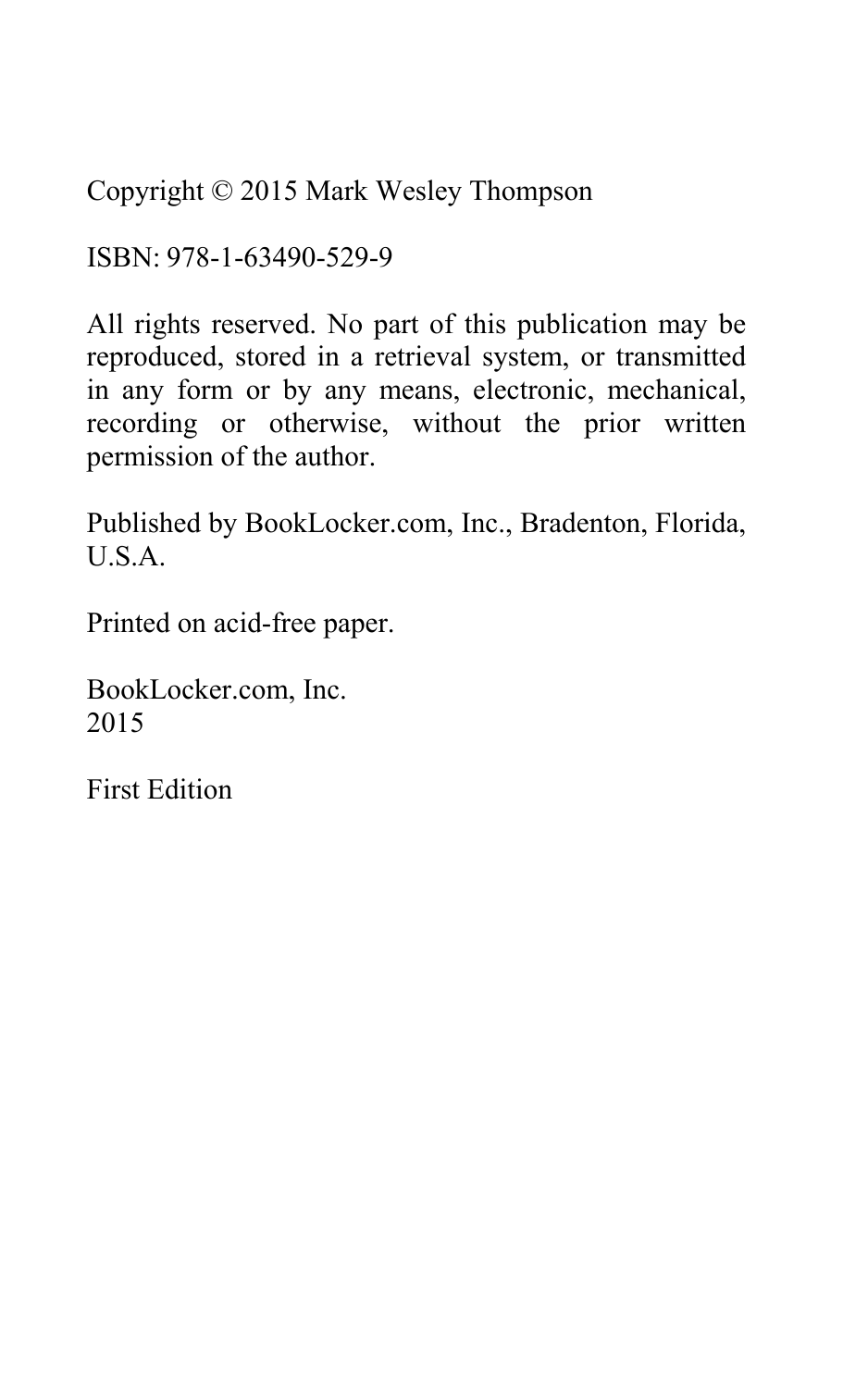Copyright © 2015 Mark Wesley Thompson

ISBN: 978-1-63490-529-9

All rights reserved. No part of this publication may be reproduced, stored in a retrieval system, or transmitted in any form or by any means, electronic, mechanical, recording or otherwise, without the prior written permission of the author.

Published by BookLocker.com, Inc., Bradenton, Florida, U.S.A.

Printed on acid-free paper.

BookLocker.com, Inc.
2015

First Edition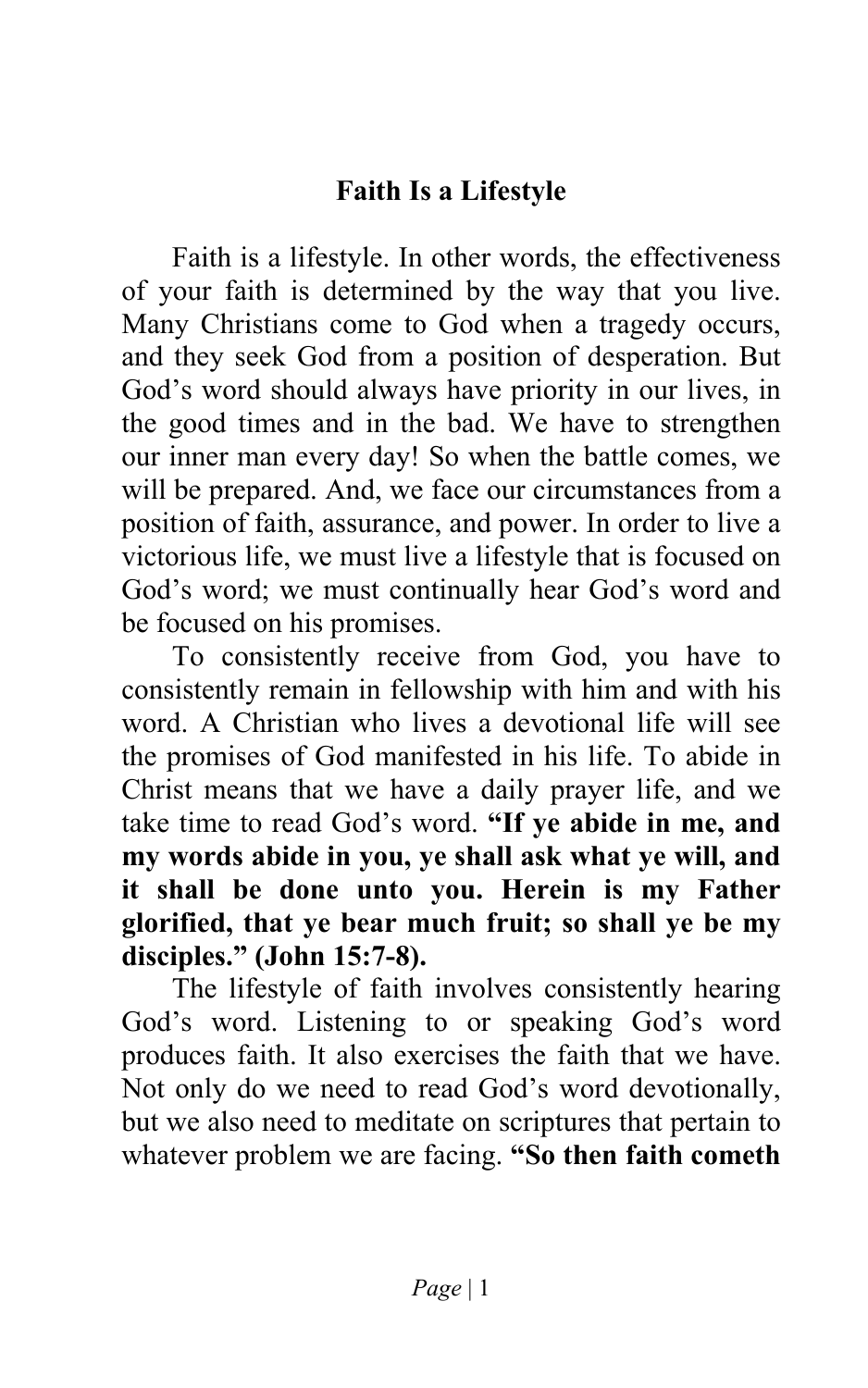## Faith Is a Lifestyle

Faith is a lifestyle. In other words, the effectiveness of your faith is determined by the way that you live. Many Christians come to God when a tragedy occurs, and they seek God from a position of desperation. But God's word should always have priority in our lives, in the good times and in the bad. We have to strengthen our inner man every day! So when the battle comes, we will be prepared. And, we face our circumstances from a position of faith, assurance, and power. In order to live a victorious life, we must live a lifestyle that is focused on God's word; we must continually hear God's word and be focused on his promises.

To consistently receive from God, you have to consistently remain in fellowship with him and with his word. A Christian who lives a devotional life will see the promises of God manifested in his life. To abide in Christ means that we have a daily prayer life, and we take time to read God's word. **"If ye abide in me, and my words abide in you, ye shall ask what ye will, and it shall be done unto you. Herein is my Father glorified, that ye bear much fruit; so shall ye be my disciples." (John 15:7-8).**

The lifestyle of faith involves consistently hearing God's word. Listening to or speaking God's word produces faith. It also exercises the faith that we have. Not only do we need to read God's word devotionally, but we also need to meditate on scriptures that pertain to whatever problem we are facing. **"So then faith cometh**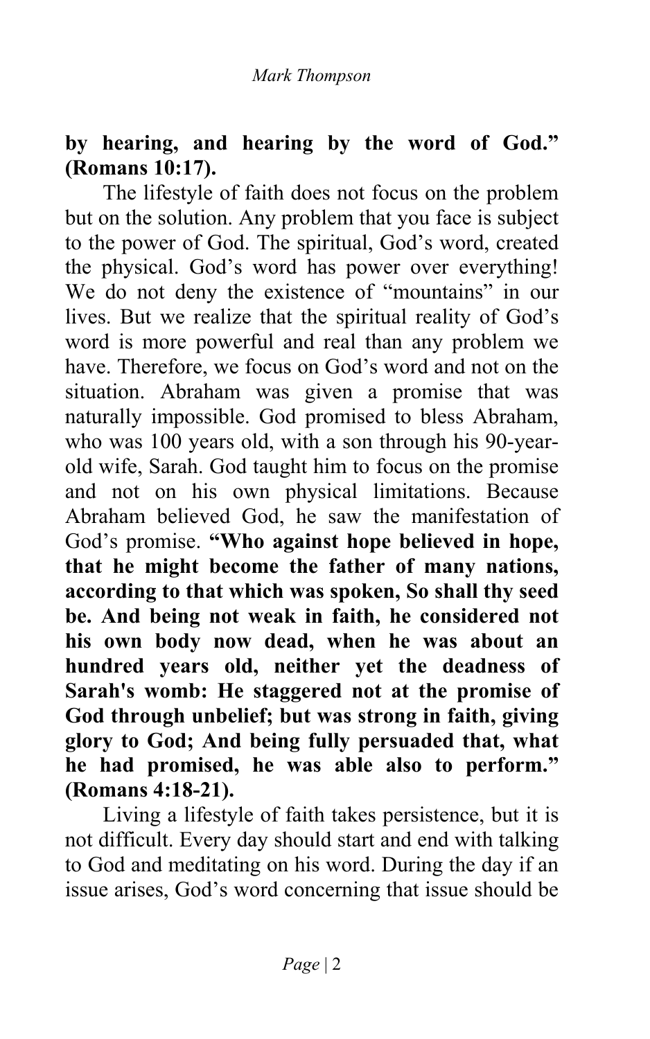**by hearing, and hearing by the word of God." (Romans 10:17).**

The lifestyle of faith does not focus on the problem but on the solution. Any problem that you face is subject to the power of God. The spiritual, God's word, created the physical. God's word has power over everything! We do not deny the existence of "mountains" in our lives. But we realize that the spiritual reality of God's word is more powerful and real than any problem we have. Therefore, we focus on God's word and not on the situation. Abraham was given a promise that was naturally impossible. God promised to bless Abraham, who was 100 years old, with a son through his 90-year-old wife, Sarah. God taught him to focus on the promise and not on his own physical limitations. Because Abraham believed God, he saw the manifestation of God's promise. **"Who against hope believed in hope, that he might become the father of many nations, according to that which was spoken, So shall thy seed be. And being not weak in faith, he considered not his own body now dead, when he was about an hundred years old, neither yet the deadness of Sarah's womb: He staggered not at the promise of God through unbelief; but was strong in faith, giving glory to God; And being fully persuaded that, what he had promised, he was able also to perform." (Romans 4:18-21).**

Living a lifestyle of faith takes persistence, but it is not difficult. Every day should start and end with talking to God and meditating on his word. During the day if an issue arises, God's word concerning that issue should be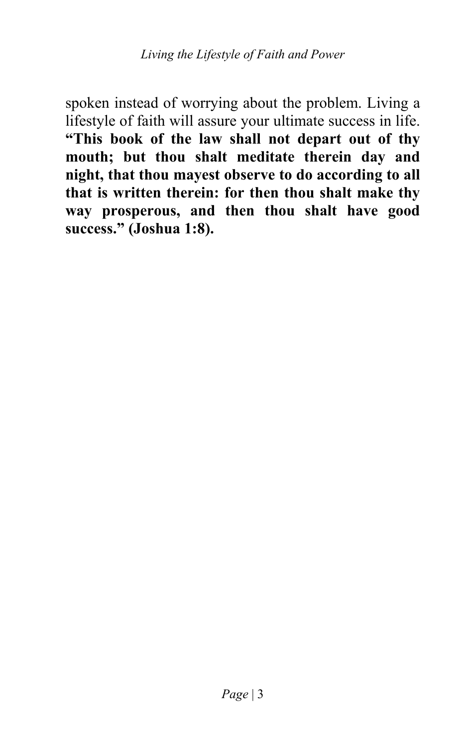spoken instead of worrying about the problem. Living a lifestyle of faith will assure your ultimate success in life. **“This book of the law shall not depart out of thy mouth; but thou shalt meditate therein day and night, that thou mayest observe to do according to all that is written therein: for then thou shalt make thy way prosperous, and then thou shalt have good success.” (Joshua 1:8).**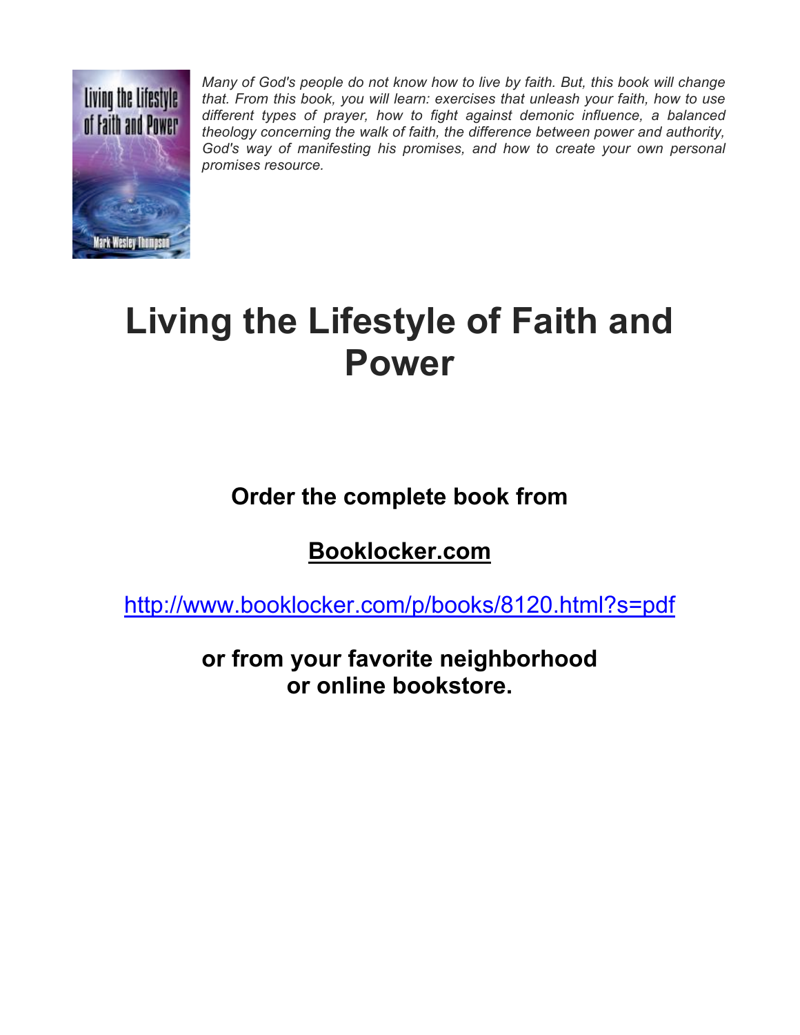*Many of God's people do not know how to live by faith. But, this book will change that. From this book, you will learn: exercises that unleash your faith, how to use different types of prayer, how to fight against demonic influence, a balanced theology concerning the walk of faith, the difference between power and authority, God's way of manifesting his promises, and how to create your own personal promises resource.*

# Living the Lifestyle of Faith and Power

**Order the complete book from**

**Booklocker.com**

http://www.booklocker.com/p/books/8120.html?s=pdf

**or from your favorite neighborhood or online bookstore.**